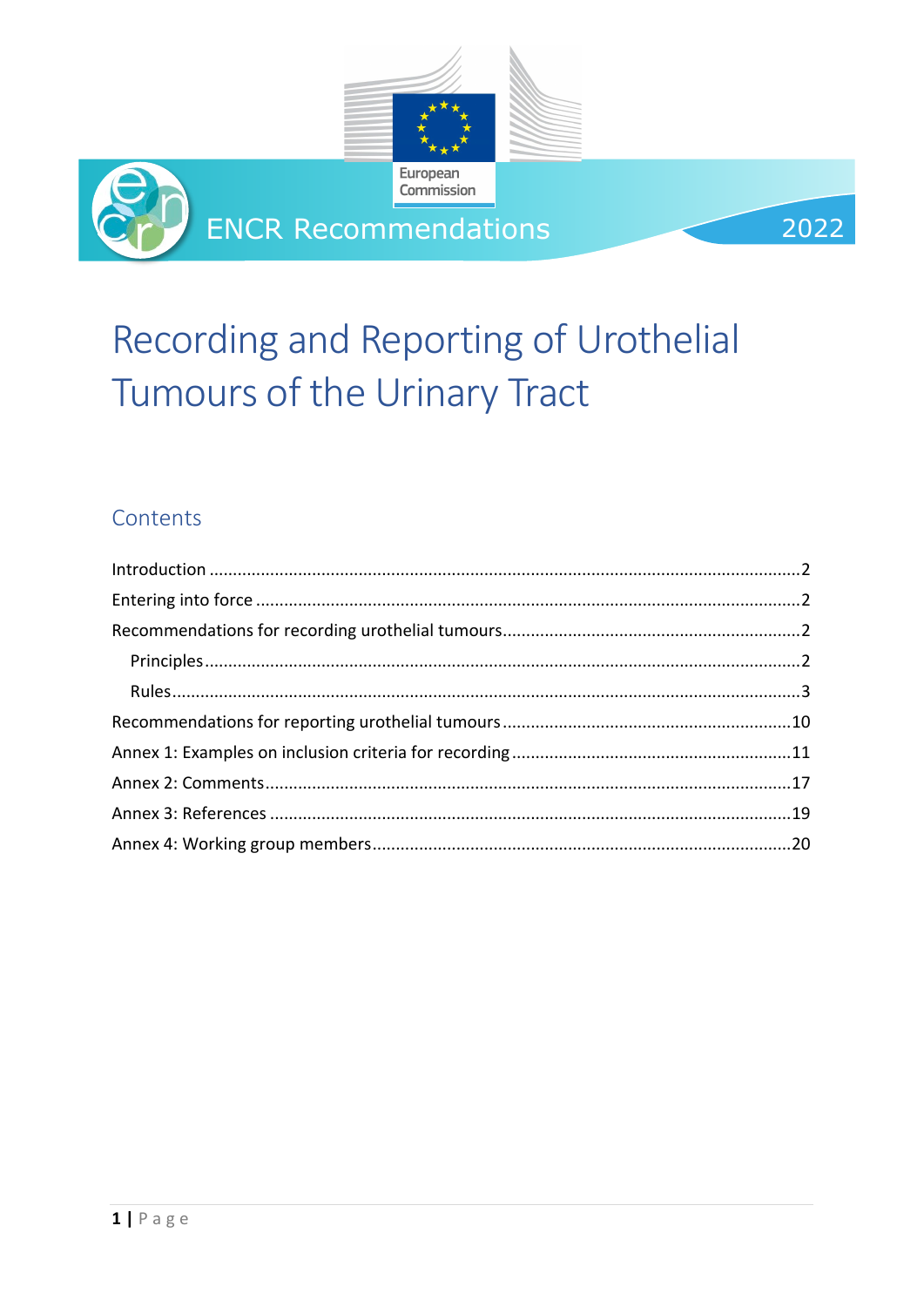European Commission

ENCR Recommendations 2022

# Recording and Reporting of Urothelial Tumours of the Urinary Tract

## Contents

Introduction ... 2
Entering into force ... 2
Recommendations for recording urothelial tumours ... 2
- Principles ... 2
- Rules ... 3

Recommendations for reporting urothelial tumours ... 10
Annex 1: Examples on inclusion criteria for recording ... 11
Annex 2: Comments ... 17
Annex 3: References ... 19
Annex 4: Working group members ... 20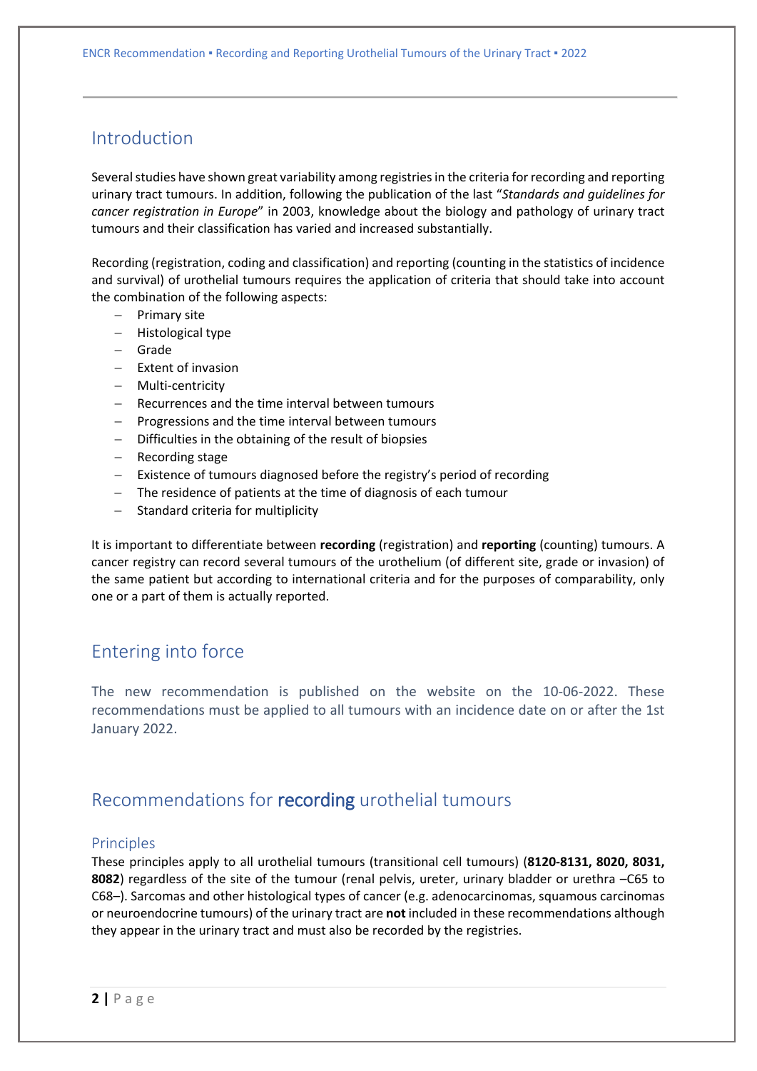## Introduction

Several studies have shown great variability among registries in the criteria for recording and reporting urinary tract tumours. In addition, following the publication of the last "*Standards and guidelines for cancer registration in Europe*" in 2003, knowledge about the biology and pathology of urinary tract tumours and their classification has varied and increased substantially.

Recording (registration, coding and classification) and reporting (counting in the statistics of incidence and survival) of urothelial tumours requires the application of criteria that should take into account the combination of the following aspects:

- Primary site
- Histological type
- Grade
- Extent of invasion
- Multi-centricity
- Recurrences and the time interval between tumours
- Progressions and the time interval between tumours
- Difficulties in the obtaining of the result of biopsies
- Recording stage
- Existence of tumours diagnosed before the registry's period of recording
- The residence of patients at the time of diagnosis of each tumour
- Standard criteria for multiplicity

It is important to differentiate between **recording** (registration) and **reporting** (counting) tumours. A cancer registry can record several tumours of the urothelium (of different site, grade or invasion) of the same patient but according to international criteria and for the purposes of comparability, only one or a part of them is actually reported.

## Entering into force

The new recommendation is published on the website on the 10-06-2022. These recommendations must be applied to all tumours with an incidence date on or after the 1st January 2022.

## Recommendations for **recording** urothelial tumours

### Principles

These principles apply to all urothelial tumours (transitional cell tumours) (**8120-8131, 8020, 8031, 8082**) regardless of the site of the tumour (renal pelvis, ureter, urinary bladder or urethra –C65 to C68–). Sarcomas and other histological types of cancer (e.g. adenocarcinomas, squamous carcinomas or neuroendocrine tumours) of the urinary tract are **not** included in these recommendations although they appear in the urinary tract and must also be recorded by the registries.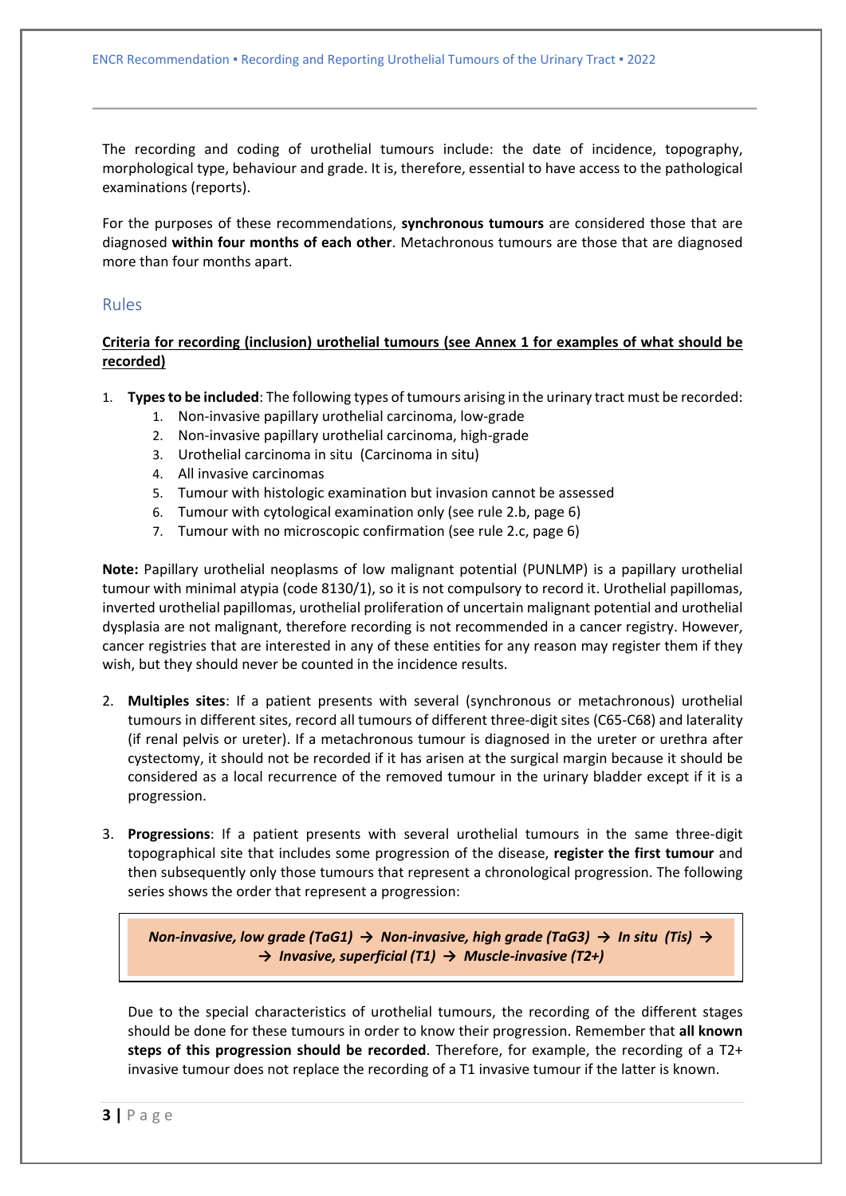The recording and coding of urothelial tumours include: the date of incidence, topography, morphological type, behaviour and grade. It is, therefore, essential to have access to the pathological examinations (reports).

For the purposes of these recommendations, **synchronous tumours** are considered those that are diagnosed **within four months of each other**. Metachronous tumours are those that are diagnosed more than four months apart.

## Rules

**Criteria for recording (inclusion) urothelial tumours (see Annex 1 for examples of what should be recorded)**

1. **Types to be included**: The following types of tumours arising in the urinary tract must be recorded:
    1. Non-invasive papillary urothelial carcinoma, low-grade
    2. Non-invasive papillary urothelial carcinoma, high-grade
    3. Urothelial carcinoma in situ (Carcinoma in situ)
    4. All invasive carcinomas
    5. Tumour with histologic examination but invasion cannot be assessed
    6. Tumour with cytological examination only (see rule 2.b, page 6)
    7. Tumour with no microscopic confirmation (see rule 2.c, page 6)

**Note:** Papillary urothelial neoplasms of low malignant potential (PUNLMP) is a papillary urothelial tumour with minimal atypia (code 8130/1), so it is not compulsory to record it. Urothelial papillomas, inverted urothelial papillomas, urothelial proliferation of uncertain malignant potential and urothelial dysplasia are not malignant, therefore recording is not recommended in a cancer registry. However, cancer registries that are interested in any of these entities for any reason may register them if they wish, but they should never be counted in the incidence results.

2. **Multiples sites**: If a patient presents with several (synchronous or metachronous) urothelial tumours in different sites, record all tumours of different three-digit sites (C65-C68) and laterality (if renal pelvis or ureter). If a metachronous tumour is diagnosed in the ureter or urethra after cystectomy, it should not be recorded if it has arisen at the surgical margin because it should be considered as a local recurrence of the removed tumour in the urinary bladder except if it is a progression.

3. **Progressions**: If a patient presents with several urothelial tumours in the same three-digit topographical site that includes some progression of the disease, **register the first tumour** and then subsequently only those tumours that represent a chronological progression. The following series shows the order that represent a progression:

    ***Non-invasive, low grade (TaG1) → Non-invasive, high grade (TaG3) → In situ (Tis) → → Invasive, superficial (T1) → Muscle-invasive (T2+)***

    Due to the special characteristics of urothelial tumours, the recording of the different stages should be done for these tumours in order to know their progression. Remember that **all known steps of this progression should be recorded**. Therefore, for example, the recording of a T2+ invasive tumour does not replace the recording of a T1 invasive tumour if the latter is known.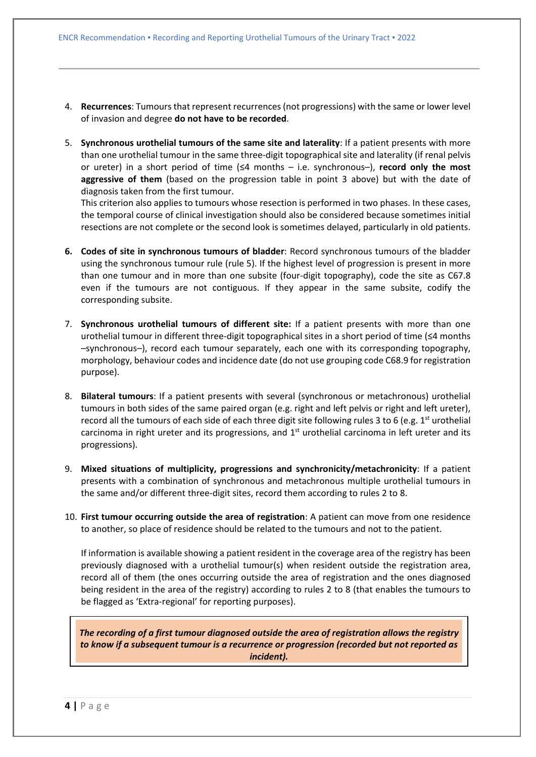4. **Recurrences**: Tumours that represent recurrences (not progressions) with the same or lower level of invasion and degree **do not have to be recorded**.

5. **Synchronous urothelial tumours of the same site and laterality**: If a patient presents with more than one urothelial tumour in the same three-digit topographical site and laterality (if renal pelvis or ureter) in a short period of time (≤4 months – i.e. synchronous–), **record only the most aggressive of them** (based on the progression table in point 3 above) but with the date of diagnosis taken from the first tumour.

   This criterion also applies to tumours whose resection is performed in two phases. In these cases, the temporal course of clinical investigation should also be considered because sometimes initial resections are not complete or the second look is sometimes delayed, particularly in old patients.

6. **Codes of site in synchronous tumours of bladder**: Record synchronous tumours of the bladder using the synchronous tumour rule (rule 5). If the highest level of progression is present in more than one tumour and in more than one subsite (four-digit topography), code the site as C67.8 even if the tumours are not contiguous. If they appear in the same subsite, codify the corresponding subsite.

7. **Synchronous urothelial tumours of different site:** If a patient presents with more than one urothelial tumour in different three-digit topographical sites in a short period of time (≤4 months –synchronous–), record each tumour separately, each one with its corresponding topography, morphology, behaviour codes and incidence date (do not use grouping code C68.9 for registration purpose).

8. **Bilateral tumours**: If a patient presents with several (synchronous or metachronous) urothelial tumours in both sides of the same paired organ (e.g. right and left pelvis or right and left ureter), record all the tumours of each side of each three digit site following rules 3 to 6 (e.g. 1st urothelial carcinoma in right ureter and its progressions, and 1st urothelial carcinoma in left ureter and its progressions).

9. **Mixed situations of multiplicity, progressions and synchronicity/metachronicity**: If a patient presents with a combination of synchronous and metachronous multiple urothelial tumours in the same and/or different three-digit sites, record them according to rules 2 to 8.

10. **First tumour occurring outside the area of registration**: A patient can move from one residence to another, so place of residence should be related to the tumours and not to the patient.

    If information is available showing a patient resident in the coverage area of the registry has been previously diagnosed with a urothelial tumour(s) when resident outside the registration area, record all of them (the ones occurring outside the area of registration and the ones diagnosed being resident in the area of the registry) according to rules 2 to 8 (that enables the tumours to be flagged as 'Extra-regional' for reporting purposes).

***The recording of a first tumour diagnosed outside the area of registration allows the registry to know if a subsequent tumour is a recurrence or progression (recorded but not reported as incident).***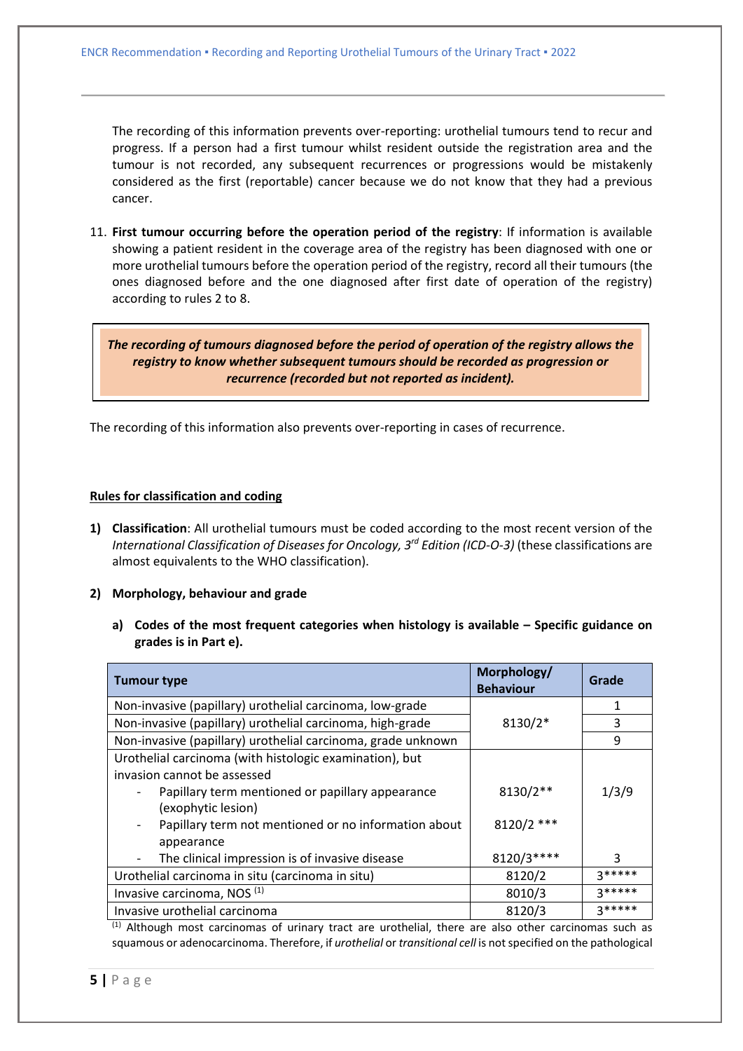The recording of this information prevents over-reporting: urothelial tumours tend to recur and progress. If a person had a first tumour whilst resident outside the registration area and the tumour is not recorded, any subsequent recurrences or progressions would be mistakenly considered as the first (reportable) cancer because we do not know that they had a previous cancer.

11. **First tumour occurring before the operation period of the registry**: If information is available showing a patient resident in the coverage area of the registry has been diagnosed with one or more urothelial tumours before the operation period of the registry, record all their tumours (the ones diagnosed before and the one diagnosed after first date of operation of the registry) according to rules 2 to 8.

> ***The recording of tumours diagnosed before the period of operation of the registry allows the registry to know whether subsequent tumours should be recorded as progression or recurrence (recorded but not reported as incident).***

The recording of this information also prevents over-reporting in cases of recurrence.

**Rules for classification and coding**

**1) Classification**: All urothelial tumours must be coded according to the most recent version of the *International Classification of Diseases for Oncology, 3rd Edition (ICD-O-3)* (these classifications are almost equivalents to the WHO classification).

**2) Morphology, behaviour and grade**

**a) Codes of the most frequent categories when histology is available – Specific guidance on grades is in Part e).**

| Tumour type | Morphology/ Behaviour | Grade |
|---|---|---|
| Non-invasive (papillary) urothelial carcinoma, low-grade | 8130/2* | 1 |
| Non-invasive (papillary) urothelial carcinoma, high-grade | | 3 |
| Non-invasive (papillary) urothelial carcinoma, grade unknown | | 9 |
| Urothelial carcinoma (with histologic examination), but invasion cannot be assessed | | |
| - Papillary term mentioned or papillary appearance (exophytic lesion) | 8130/2** | 1/3/9 |
| - Papillary term not mentioned or no information about appearance | 8120/2 *** | |
| - The clinical impression is of invasive disease | 8120/3**** | 3 |
| Urothelial carcinoma in situ (carcinoma in situ) | 8120/2 | 3***** |
| Invasive carcinoma, NOS [(1)] | 8010/3 | 3***** |
| Invasive urothelial carcinoma | 8120/3 | 3***** |

[(1)] Although most carcinomas of urinary tract are urothelial, there are also other carcinomas such as squamous or adenocarcinoma. Therefore, if *urothelial* or *transitional cell* is not specified on the pathological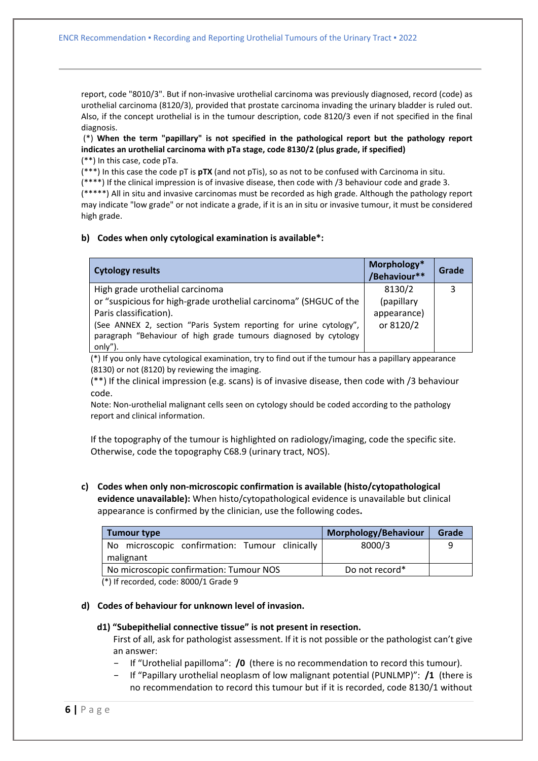report, code "8010/3". But if non-invasive urothelial carcinoma was previously diagnosed, record (code) as urothelial carcinoma (8120/3), provided that prostate carcinoma invading the urinary bladder is ruled out. Also, if the concept urothelial is in the tumour description, code 8120/3 even if not specified in the final diagnosis.

(*) **When the term "papillary" is not specified in the pathological report but the pathology report indicates an urothelial carcinoma with pTa stage, code 8130/2 (plus grade, if specified)**

(**) In this case, code pTa.

(***) In this case the code pT is **pTX** (and not pTis), so as not to be confused with Carcinoma in situ.

(****) If the clinical impression is of invasive disease, then code with /3 behaviour code and grade 3.

(*****) All in situ and invasive carcinomas must be recorded as high grade. Although the pathology report may indicate "low grade" or not indicate a grade, if it is an in situ or invasive tumour, it must be considered high grade.

#### b) Codes when only cytological examination is available*:

| Cytology results | Morphology* /Behaviour** | Grade |
|---|---|---|
| High grade urothelial carcinoma or "suspicious for high-grade urothelial carcinoma" (SHGUC of the Paris classification). (See ANNEX 2, section "Paris System reporting for urine cytology", paragraph "Behaviour of high grade tumours diagnosed by cytology only"). | 8130/2 (papillary appearance) or 8120/2 | 3 |

(*) If you only have cytological examination, try to find out if the tumour has a papillary appearance (8130) or not (8120) by reviewing the imaging.

(**) If the clinical impression (e.g. scans) is of invasive disease, then code with /3 behaviour code.

Note: Non-urothelial malignant cells seen on cytology should be coded according to the pathology report and clinical information.

If the topography of the tumour is highlighted on radiology/imaging, code the specific site. Otherwise, code the topography C68.9 (urinary tract, NOS).

#### c) Codes when only non-microscopic confirmation is available (histo/cytopathological evidence unavailable):

When histo/cytopathological evidence is unavailable but clinical appearance is confirmed by the clinician, use the following codes**.**

| Tumour type | Morphology/Behaviour | Grade |
|---|---|---|
| No microscopic confirmation: Tumour clinically malignant | 8000/3 | 9 |
| No microscopic confirmation: Tumour NOS | Do not record* | |

(*) If recorded, code: 8000/1 Grade 9

#### d) Codes of behaviour for unknown level of invasion.

##### d1) "Subepithelial connective tissue" is not present in resection.

First of all, ask for pathologist assessment. If it is not possible or the pathologist can't give an answer:

- If "Urothelial papilloma": **/0** (there is no recommendation to record this tumour).
- If "Papillary urothelial neoplasm of low malignant potential (PUNLMP)": **/1** (there is no recommendation to record this tumour but if it is recorded, code 8130/1 without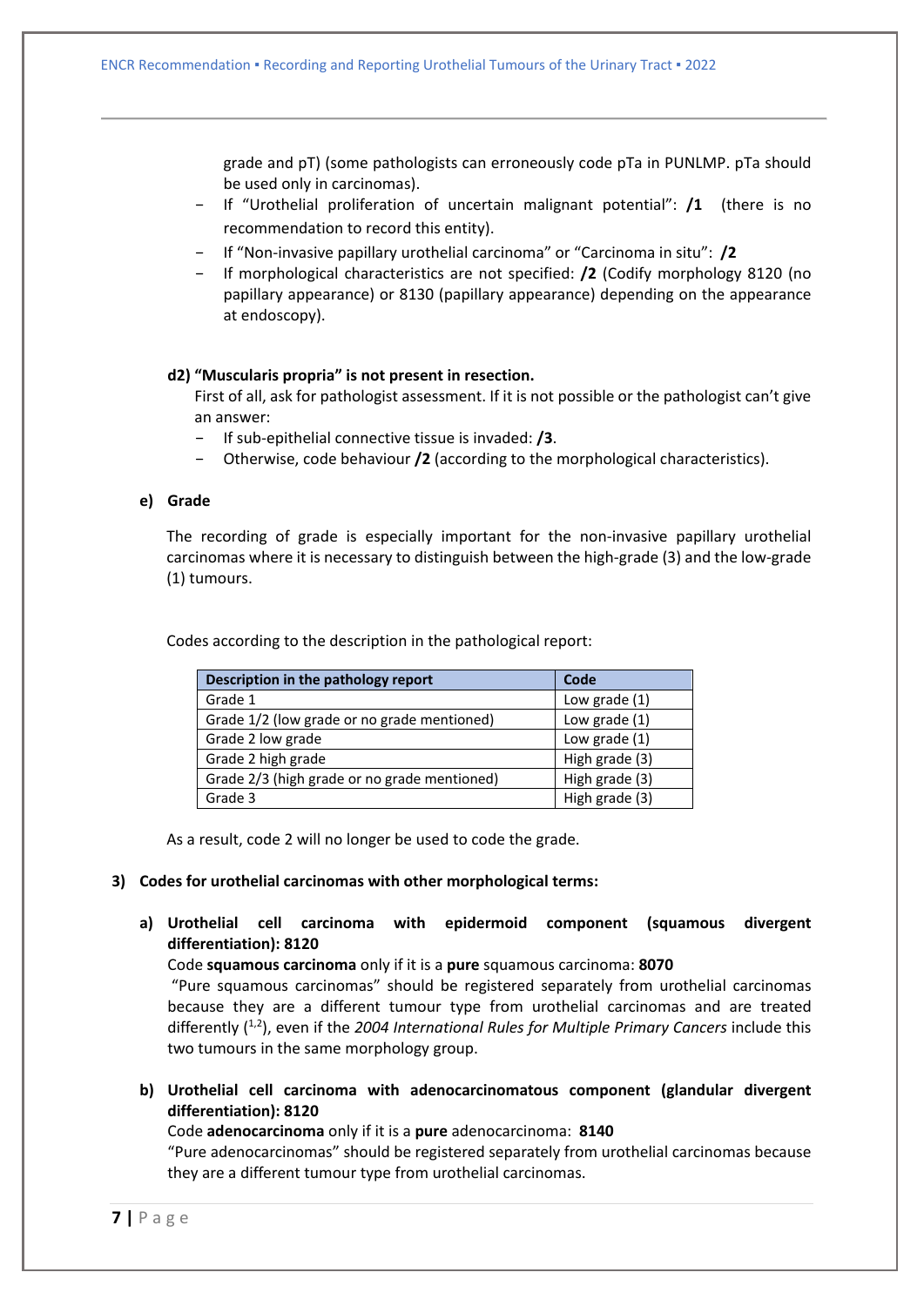grade and pT) (some pathologists can erroneously code pTa in PUNLMP. pTa should be used only in carcinomas).

- If "Urothelial proliferation of uncertain malignant potential": **/1** (there is no recommendation to record this entity).
- If "Non-invasive papillary urothelial carcinoma" or "Carcinoma in situ": **/2**
- If morphological characteristics are not specified: **/2** (Codify morphology 8120 (no papillary appearance) or 8130 (papillary appearance) depending on the appearance at endoscopy).

**d2) "Muscularis propria" is not present in resection.**

First of all, ask for pathologist assessment. If it is not possible or the pathologist can't give an answer:

- If sub-epithelial connective tissue is invaded: **/3**.
- Otherwise, code behaviour **/2** (according to the morphological characteristics).

**e) Grade**

The recording of grade is especially important for the non-invasive papillary urothelial carcinomas where it is necessary to distinguish between the high-grade (3) and the low-grade (1) tumours.

Codes according to the description in the pathological report:

| Description in the pathology report | Code |
| --- | --- |
| Grade 1 | Low grade (1) |
| Grade 1/2 (low grade or no grade mentioned) | Low grade (1) |
| Grade 2 low grade | Low grade (1) |
| Grade 2 high grade | High grade (3) |
| Grade 2/3 (high grade or no grade mentioned) | High grade (3) |
| Grade 3 | High grade (3) |

As a result, code 2 will no longer be used to code the grade.

**3) Codes for urothelial carcinomas with other morphological terms:**

**a) Urothelial cell carcinoma with epidermoid component (squamous divergent differentiation): 8120**

Code **squamous carcinoma** only if it is a **pure** squamous carcinoma: **8070**

"Pure squamous carcinomas" should be registered separately from urothelial carcinomas because they are a different tumour type from urothelial carcinomas and are treated differently ([1,2]), even if the *2004 International Rules for Multiple Primary Cancers* include this two tumours in the same morphology group.

**b) Urothelial cell carcinoma with adenocarcinomatous component (glandular divergent differentiation): 8120**

Code **adenocarcinoma** only if it is a **pure** adenocarcinoma: **8140**

"Pure adenocarcinomas" should be registered separately from urothelial carcinomas because they are a different tumour type from urothelial carcinomas.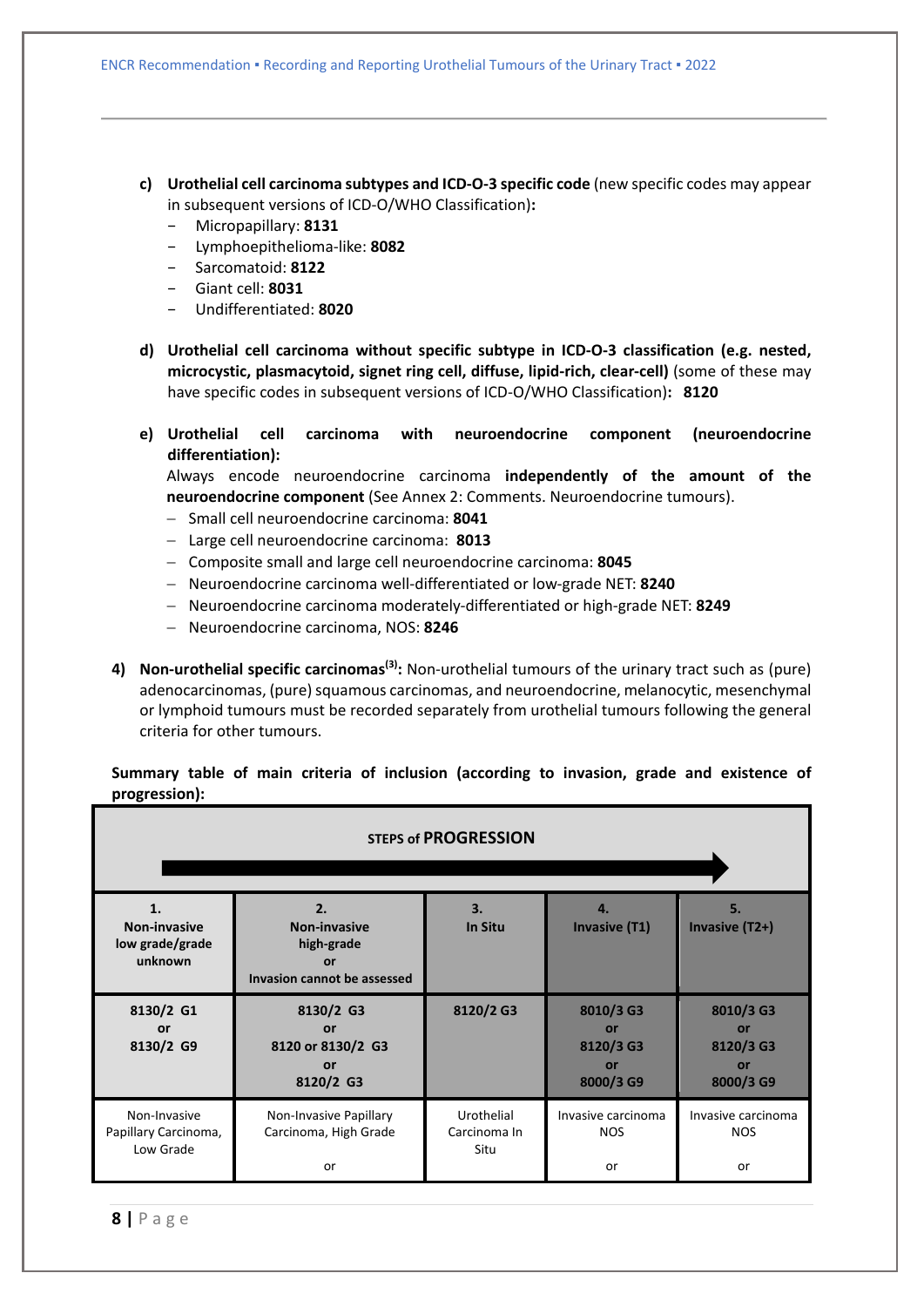c) **Urothelial cell carcinoma subtypes and ICD-O-3 specific code** (new specific codes may appear in subsequent versions of ICD-O/WHO Classification)**:**
   - Micropapillary: **8131**
   - Lymphoepithelioma-like: **8082**
   - Sarcomatoid: **8122**
   - Giant cell: **8031**
   - Undifferentiated: **8020**

d) **Urothelial cell carcinoma without specific subtype in ICD-O-3 classification (e.g. nested, microcystic, plasmacytoid, signet ring cell, diffuse, lipid-rich, clear-cell)** (some of these may have specific codes in subsequent versions of ICD-O/WHO Classification)**: 8120**

e) **Urothelial cell carcinoma with neuroendocrine component (neuroendocrine differentiation):**
   Always encode neuroendocrine carcinoma **independently of the amount of the neuroendocrine component** (See Annex 2: Comments. Neuroendocrine tumours).
   - Small cell neuroendocrine carcinoma: **8041**
   - Large cell neuroendocrine carcinoma: **8013**
   - Composite small and large cell neuroendocrine carcinoma: **8045**
   - Neuroendocrine carcinoma well-differentiated or low-grade NET: **8240**
   - Neuroendocrine carcinoma moderately-differentiated or high-grade NET: **8249**
   - Neuroendocrine carcinoma, NOS: **8246**

4) **Non-urothelial specific carcinomas[3]:** Non-urothelial tumours of the urinary tract such as (pure) adenocarcinomas, (pure) squamous carcinomas, and neuroendocrine, melanocytic, mesenchymal or lymphoid tumours must be recorded separately from urothelial tumours following the general criteria for other tumours.

**Summary table of main criteria of inclusion (according to invasion, grade and existence of progression):**

| STEPS of PROGRESSION → | | | | |
|---|---|---|---|---|
| **1. Non-invasive low grade/grade unknown** | **2. Non-invasive high-grade or Invasion cannot be assessed** | **3. In Situ** | **4. Invasive (T1)** | **5. Invasive (T2+)** |
| **8130/2 G1 or 8130/2 G9** | **8130/2 G3 or 8120 or 8130/2 G3 or 8120/2 G3** | **8120/2 G3** | **8010/3 G3 or 8120/3 G3 or 8000/3 G9** | **8010/3 G3 or 8120/3 G3 or 8000/3 G9** |
| Non-Invasive Papillary Carcinoma, Low Grade | Non-Invasive Papillary Carcinoma, High Grade<br><br>or | Urothelial Carcinoma In Situ | Invasive carcinoma NOS<br><br>or | Invasive carcinoma NOS<br><br>or |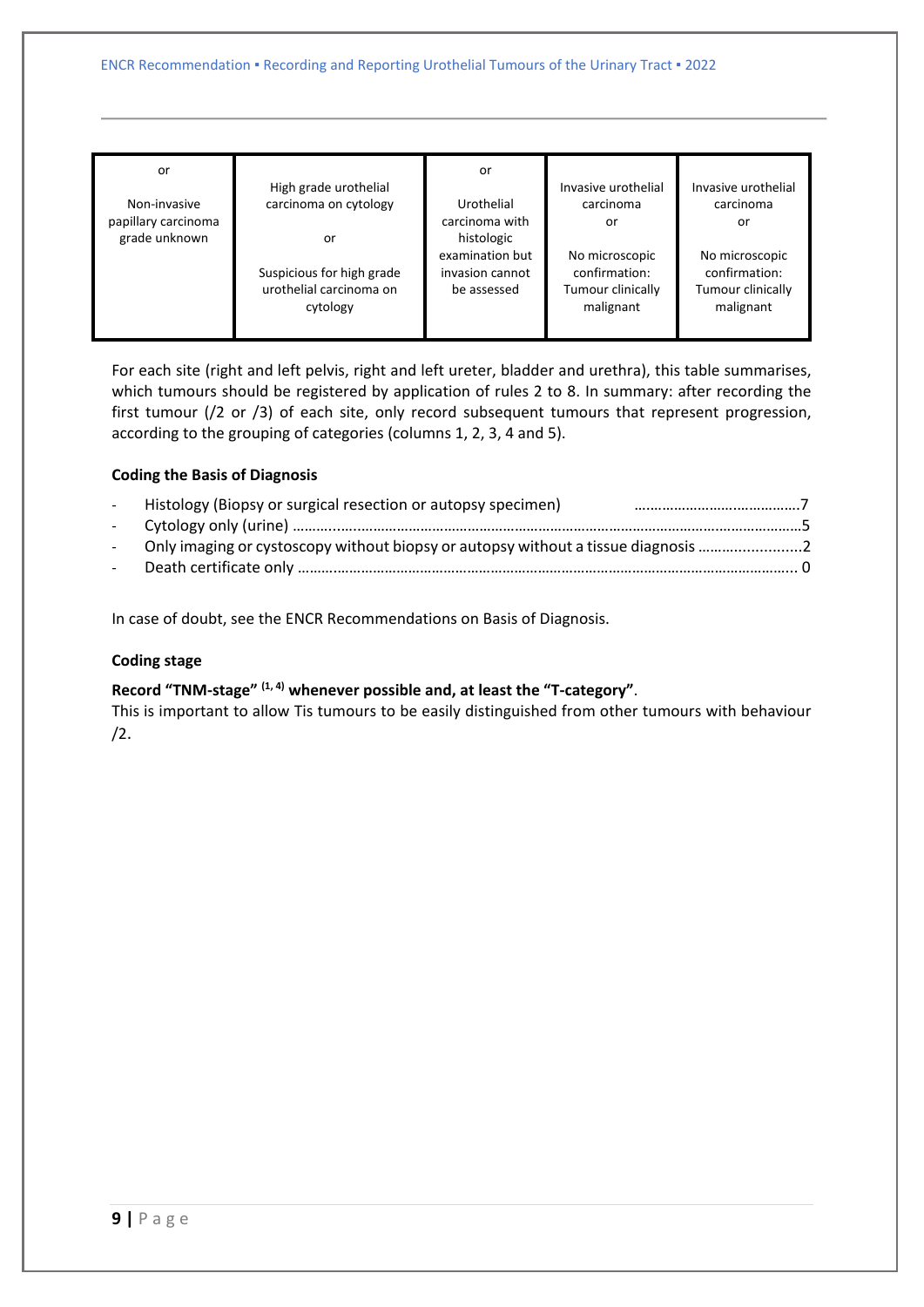| or<br><br>Non-invasive papillary carcinoma grade unknown | High grade urothelial carcinoma on cytology<br><br>or<br><br>Suspicious for high grade urothelial carcinoma on cytology | or<br><br>Urothelial carcinoma with histologic examination but invasion cannot be assessed | Invasive urothelial carcinoma<br>or<br><br>No microscopic confirmation: Tumour clinically malignant | Invasive urothelial carcinoma<br>or<br><br>No microscopic confirmation: Tumour clinically malignant |
|---|---|---|---|---|

For each site (right and left pelvis, right and left ureter, bladder and urethra), this table summarises, which tumours should be registered by application of rules 2 to 8. In summary: after recording the first tumour (/2 or /3) of each site, only record subsequent tumours that represent progression, according to the grouping of categories (columns 1, 2, 3, 4 and 5).

**Coding the Basis of Diagnosis**

- Histology (Biopsy or surgical resection or autopsy specimen) ……………………………………7
- Cytology only (urine) ……………………………………………………………………………………5
- Only imaging or cystoscopy without biopsy or autopsy without a tissue diagnosis ……………………2
- Death certificate only ……………………………………………………………………………………0

In case of doubt, see the ENCR Recommendations on Basis of Diagnosis.

**Coding stage**

**Record "TNM-stage" [1, 4] whenever possible and, at least the "T-category"**.
This is important to allow Tis tumours to be easily distinguished from other tumours with behaviour /2.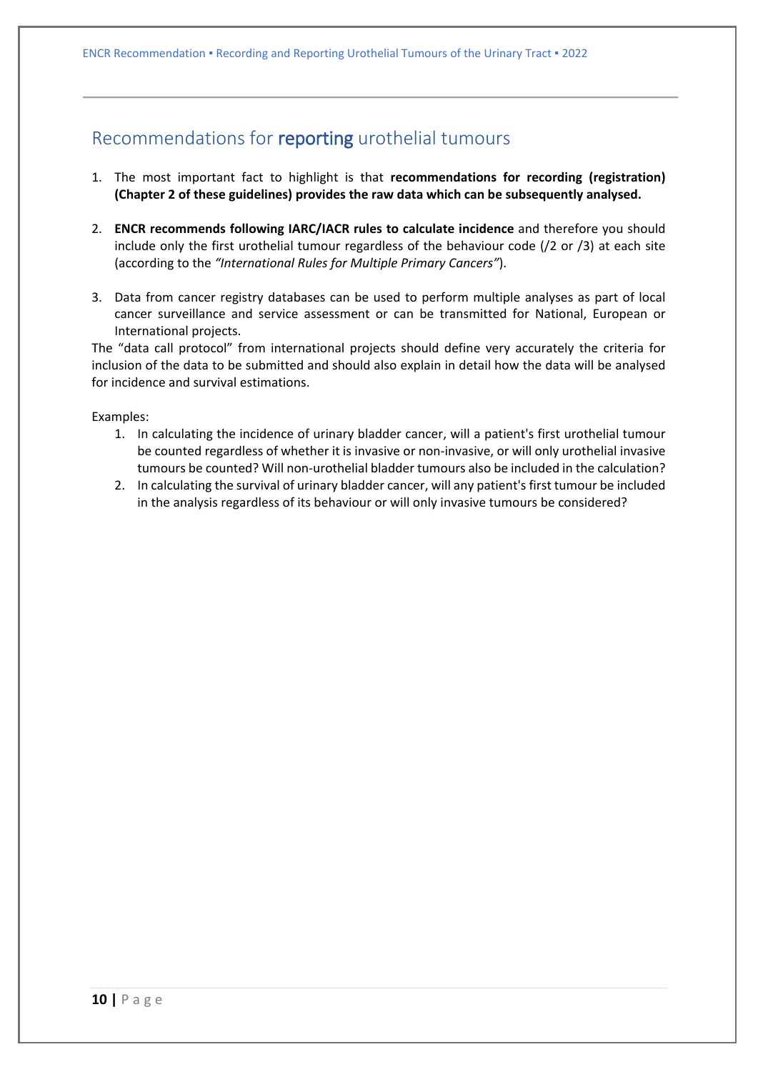## Recommendations for **reporting** urothelial tumours

1. The most important fact to highlight is that **recommendations for recording (registration) (Chapter 2 of these guidelines) provides the raw data which can be subsequently analysed.**

2. **ENCR recommends following IARC/IACR rules to calculate incidence** and therefore you should include only the first urothelial tumour regardless of the behaviour code (/2 or /3) at each site (according to the *"International Rules for Multiple Primary Cancers"*).

3. Data from cancer registry databases can be used to perform multiple analyses as part of local cancer surveillance and service assessment or can be transmitted for National, European or International projects.

The "data call protocol" from international projects should define very accurately the criteria for inclusion of the data to be submitted and should also explain in detail how the data will be analysed for incidence and survival estimations.

Examples:

1. In calculating the incidence of urinary bladder cancer, will a patient's first urothelial tumour be counted regardless of whether it is invasive or non-invasive, or will only urothelial invasive tumours be counted? Will non-urothelial bladder tumours also be included in the calculation?
2. In calculating the survival of urinary bladder cancer, will any patient's first tumour be included in the analysis regardless of its behaviour or will only invasive tumours be considered?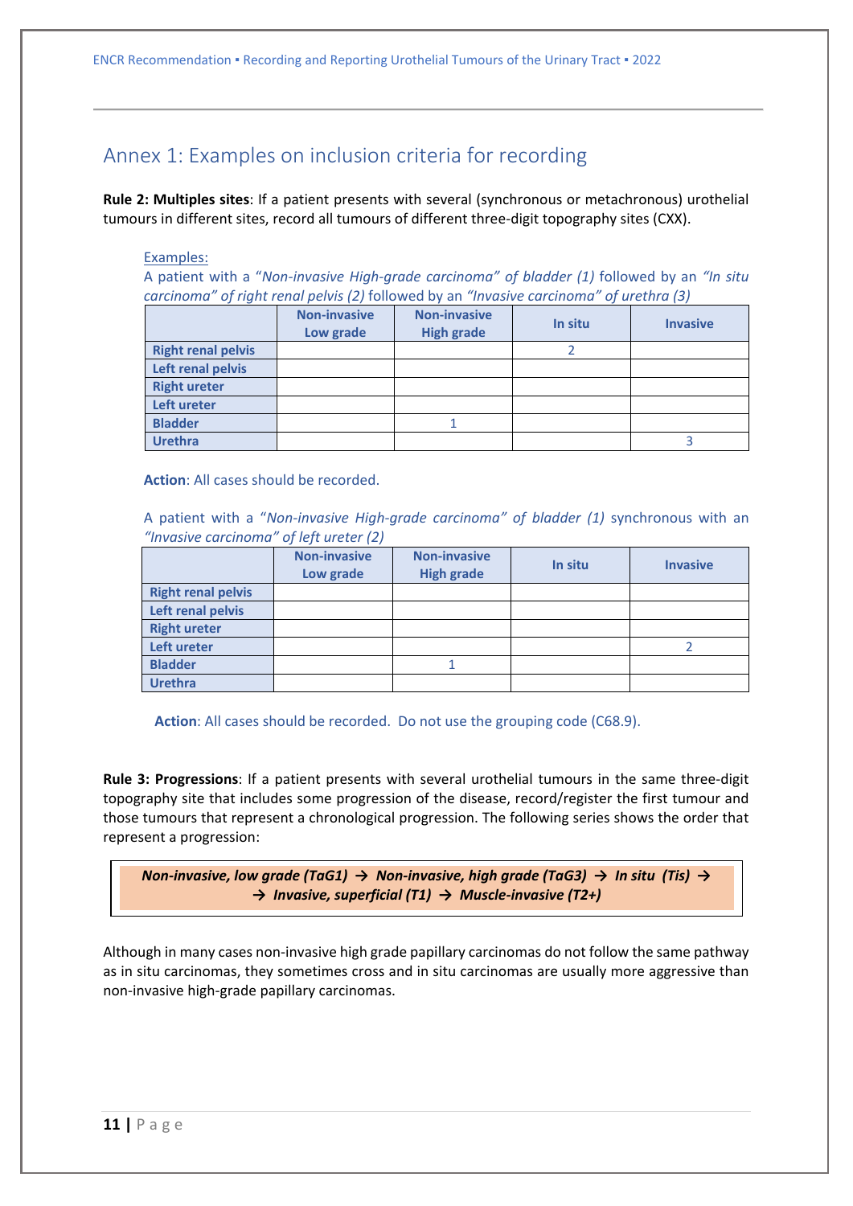## Annex 1: Examples on inclusion criteria for recording

**Rule 2: Multiples sites**: If a patient presents with several (synchronous or metachronous) urothelial tumours in different sites, record all tumours of different three-digit topography sites (CXX).

Examples:

A patient with a "*Non-invasive High-grade carcinoma" of bladder (1)* followed by an *"In situ carcinoma" of right renal pelvis (2)* followed by an *"Invasive carcinoma" of urethra (3)*

| | Non-invasive Low grade | Non-invasive High grade | In situ | Invasive |
|---|---|---|---|---|
| **Right renal pelvis** | | | 2 | |
| **Left renal pelvis** | | | | |
| **Right ureter** | | | | |
| **Left ureter** | | | | |
| **Bladder** | | 1 | | |
| **Urethra** | | | | 3 |

**Action**: All cases should be recorded.

A patient with a "*Non-invasive High-grade carcinoma" of bladder (1)* synchronous with an *"Invasive carcinoma" of left ureter (2)*

| | Non-invasive Low grade | Non-invasive High grade | In situ | Invasive |
|---|---|---|---|---|
| **Right renal pelvis** | | | | |
| **Left renal pelvis** | | | | |
| **Right ureter** | | | | |
| **Left ureter** | | | | 2 |
| **Bladder** | | 1 | | |
| **Urethra** | | | | |

**Action**: All cases should be recorded. Do not use the grouping code (C68.9).

**Rule 3: Progressions**: If a patient presents with several urothelial tumours in the same three-digit topography site that includes some progression of the disease, record/register the first tumour and those tumours that represent a chronological progression. The following series shows the order that represent a progression:

***Non-invasive, low grade (TaG1) → Non-invasive, high grade (TaG3) → In situ (Tis) → → Invasive, superficial (T1) → Muscle-invasive (T2+)***

Although in many cases non-invasive high grade papillary carcinomas do not follow the same pathway as in situ carcinomas, they sometimes cross and in situ carcinomas are usually more aggressive than non-invasive high-grade papillary carcinomas.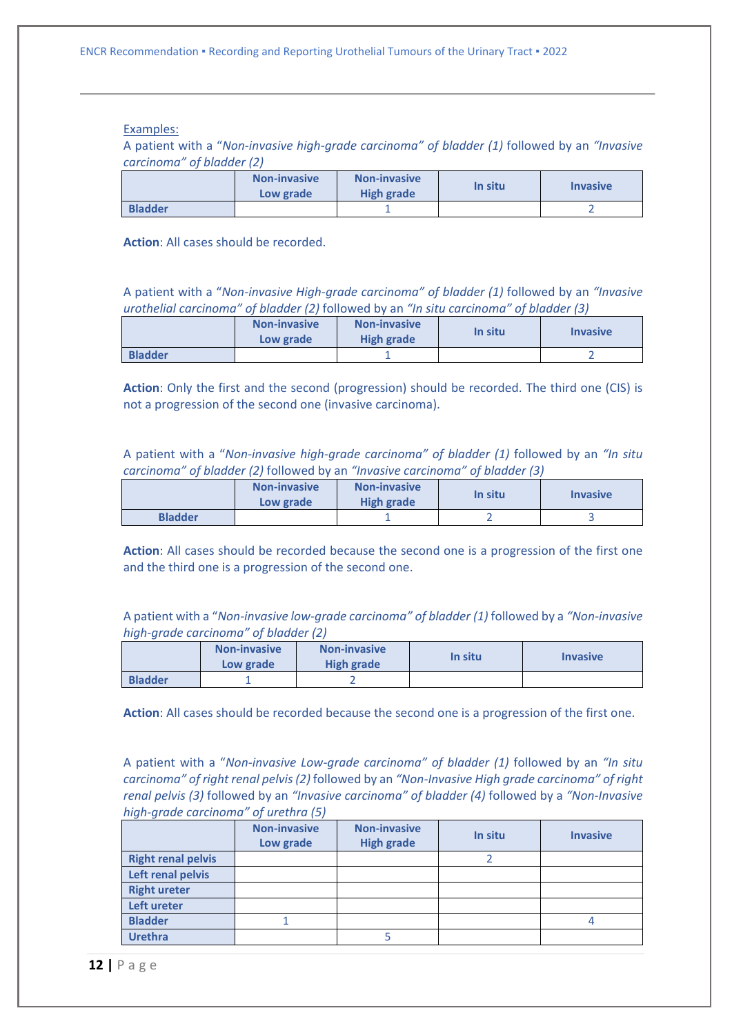Examples:

A patient with a "*Non-invasive high-grade carcinoma" of bladder (1)* followed by an *"Invasive carcinoma" of bladder (2)*

| | Non-invasive Low grade | Non-invasive High grade | In situ | Invasive |
|---|---|---|---|---|
| Bladder | | 1 | | 2 |

**Action**: All cases should be recorded.

A patient with a "*Non-invasive High-grade carcinoma" of bladder (1)* followed by an *"Invasive urothelial carcinoma" of bladder (2)* followed by an *"In situ carcinoma" of bladder (3)*

| | Non-invasive Low grade | Non-invasive High grade | In situ | Invasive |
|---|---|---|---|---|
| Bladder | | 1 | | 2 |

**Action**: Only the first and the second (progression) should be recorded. The third one (CIS) is not a progression of the second one (invasive carcinoma).

A patient with a "*Non-invasive high-grade carcinoma" of bladder (1)* followed by an *"In situ carcinoma" of bladder (2)* followed by an *"Invasive carcinoma" of bladder (3)*

| | Non-invasive Low grade | Non-invasive High grade | In situ | Invasive |
|---|---|---|---|---|
| Bladder | | 1 | 2 | 3 |

**Action**: All cases should be recorded because the second one is a progression of the first one and the third one is a progression of the second one.

A patient with a "*Non-invasive low-grade carcinoma" of bladder (1)* followed by a *"Non-invasive high-grade carcinoma" of bladder (2)*

| | Non-invasive Low grade | Non-invasive High grade | In situ | Invasive |
|---|---|---|---|---|
| Bladder | 1 | 2 | | |

**Action**: All cases should be recorded because the second one is a progression of the first one.

A patient with a "*Non-invasive Low-grade carcinoma" of bladder (1)* followed by an *"In situ carcinoma" of right renal pelvis (2)* followed by an *"Non-Invasive High grade carcinoma" of right renal pelvis (3)* followed by an *"Invasive carcinoma" of bladder (4)* followed by a *"Non-Invasive high-grade carcinoma" of urethra (5)*

| | Non-invasive Low grade | Non-invasive High grade | In situ | Invasive |
|---|---|---|---|---|
| Right renal pelvis | | | 2 | |
| Left renal pelvis | | | | |
| Right ureter | | | | |
| Left ureter | | | | |
| Bladder | 1 | | | 4 |
| Urethra | | 5 | | |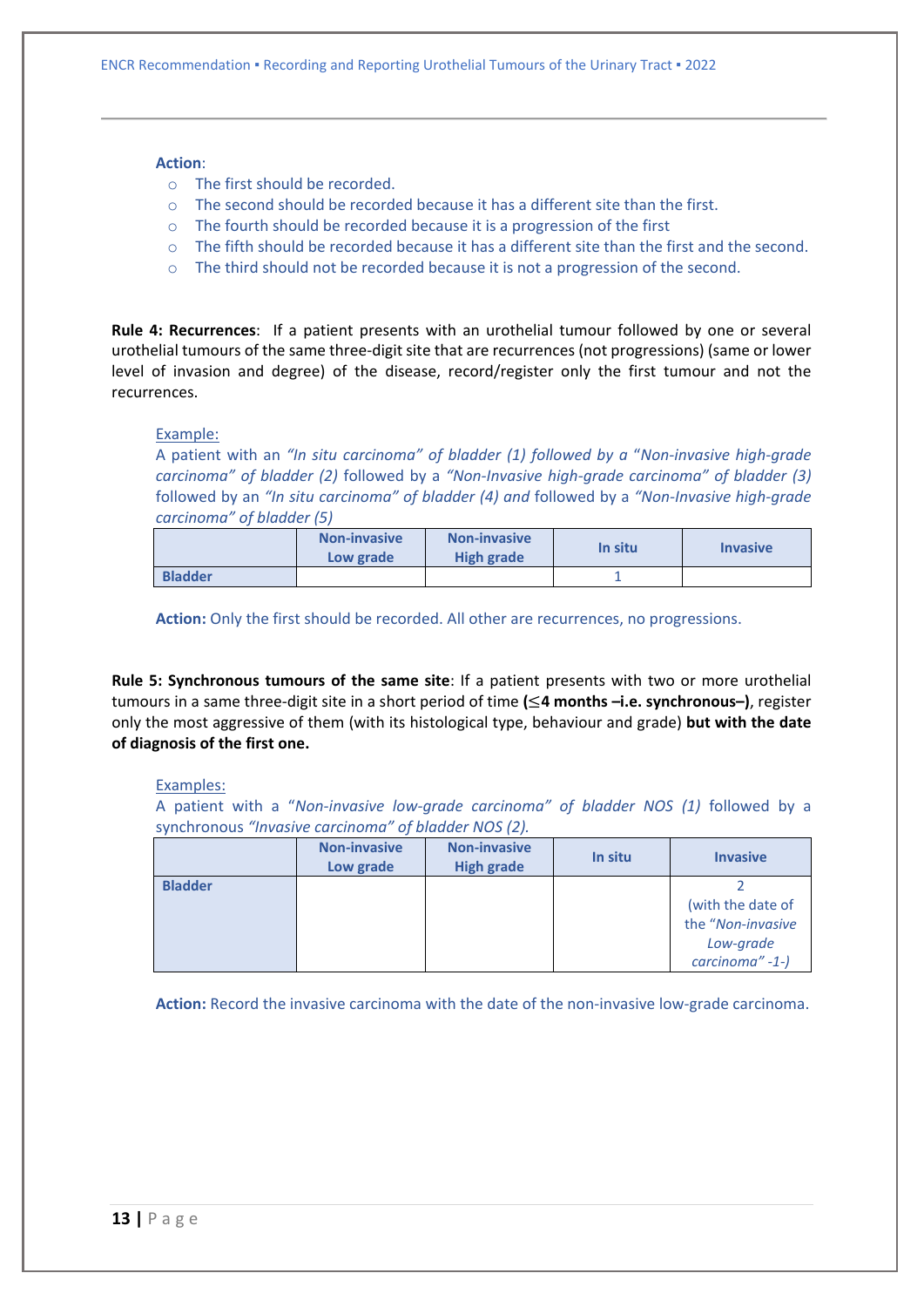**Action**:

- The first should be recorded.
- The second should be recorded because it has a different site than the first.
- The fourth should be recorded because it is a progression of the first
- The fifth should be recorded because it has a different site than the first and the second.
- The third should not be recorded because it is not a progression of the second.

**Rule 4: Recurrences**: If a patient presents with an urothelial tumour followed by one or several urothelial tumours of the same three-digit site that are recurrences (not progressions) (same or lower level of invasion and degree) of the disease, record/register only the first tumour and not the recurrences.

Example:

A patient with an *"In situ carcinoma" of bladder (1) followed by a "Non-invasive high-grade carcinoma" of bladder (2)* followed by a *"Non-Invasive high-grade carcinoma" of bladder (3)* followed by an *"In situ carcinoma" of bladder (4) and* followed by a *"Non-Invasive high-grade carcinoma" of bladder (5)*

| | Non-invasive Low grade | Non-invasive High grade | In situ | Invasive |
|---|---|---|---|---|
| **Bladder** | | | 1 | |

**Action:** Only the first should be recorded. All other are recurrences, no progressions.

**Rule 5: Synchronous tumours of the same site**: If a patient presents with two or more urothelial tumours in a same three-digit site in a short period of time **(≤4 months –i.e. synchronous–)**, register only the most aggressive of them (with its histological type, behaviour and grade) **but with the date of diagnosis of the first one.**

Examples:

A patient with a *"Non-invasive low-grade carcinoma" of bladder NOS (1)* followed by a synchronous *"Invasive carcinoma" of bladder NOS (2).*

| | Non-invasive Low grade | Non-invasive High grade | In situ | Invasive |
|---|---|---|---|---|
| **Bladder** | | | | 2 (with the date of the *"Non-invasive Low-grade carcinoma" -1-)* |

**Action:** Record the invasive carcinoma with the date of the non-invasive low-grade carcinoma.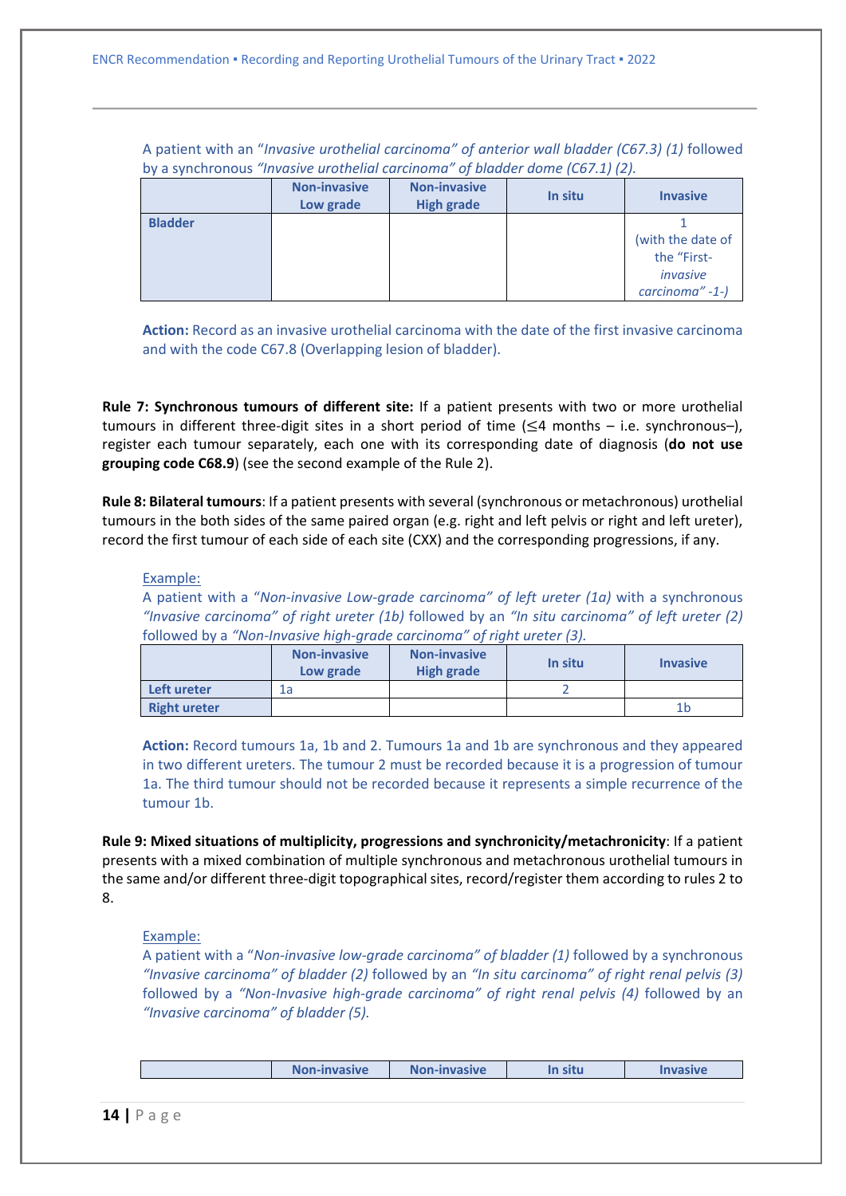A patient with an "*Invasive urothelial carcinoma" of anterior wall bladder (C67.3) (1)* followed by a synchronous *"Invasive urothelial carcinoma" of bladder dome (C67.1) (2).*

| | Non-invasive Low grade | Non-invasive High grade | In situ | Invasive |
|---|---|---|---|---|
| **Bladder** | | | | 1 (with the date of the "First-*invasive carcinoma" -1-)* |

**Action:** Record as an invasive urothelial carcinoma with the date of the first invasive carcinoma and with the code C67.8 (Overlapping lesion of bladder).

**Rule 7: Synchronous tumours of different site:** If a patient presents with two or more urothelial tumours in different three-digit sites in a short period of time (≤4 months – i.e. synchronous–), register each tumour separately, each one with its corresponding date of diagnosis (**do not use grouping code C68.9**) (see the second example of the Rule 2).

**Rule 8: Bilateral tumours**: If a patient presents with several (synchronous or metachronous) urothelial tumours in the both sides of the same paired organ (e.g. right and left pelvis or right and left ureter), record the first tumour of each side of each site (CXX) and the corresponding progressions, if any.

Example:

A patient with a "*Non-invasive Low-grade carcinoma" of left ureter (1a)* with a synchronous *"Invasive carcinoma" of right ureter (1b)* followed by an *"In situ carcinoma" of left ureter (2)* followed by a *"Non-Invasive high-grade carcinoma" of right ureter (3).*

| | Non-invasive Low grade | Non-invasive High grade | In situ | Invasive |
|---|---|---|---|---|
| **Left ureter** | 1a | | 2 | |
| **Right ureter** | | | | 1b |

**Action:** Record tumours 1a, 1b and 2. Tumours 1a and 1b are synchronous and they appeared in two different ureters. The tumour 2 must be recorded because it is a progression of tumour 1a. The third tumour should not be recorded because it represents a simple recurrence of the tumour 1b.

**Rule 9: Mixed situations of multiplicity, progressions and synchronicity/metachronicity**: If a patient presents with a mixed combination of multiple synchronous and metachronous urothelial tumours in the same and/or different three-digit topographical sites, record/register them according to rules 2 to 8.

Example:

A patient with a "*Non-invasive low-grade carcinoma" of bladder (1)* followed by a synchronous *"Invasive carcinoma" of bladder (2)* followed by an *"In situ carcinoma" of right renal pelvis (3)* followed by a *"Non-Invasive high-grade carcinoma" of right renal pelvis (4)* followed by an *"Invasive carcinoma" of bladder (5).*

| | Non-invasive | Non-invasive | In situ | Invasive |
|---|---|---|---|---|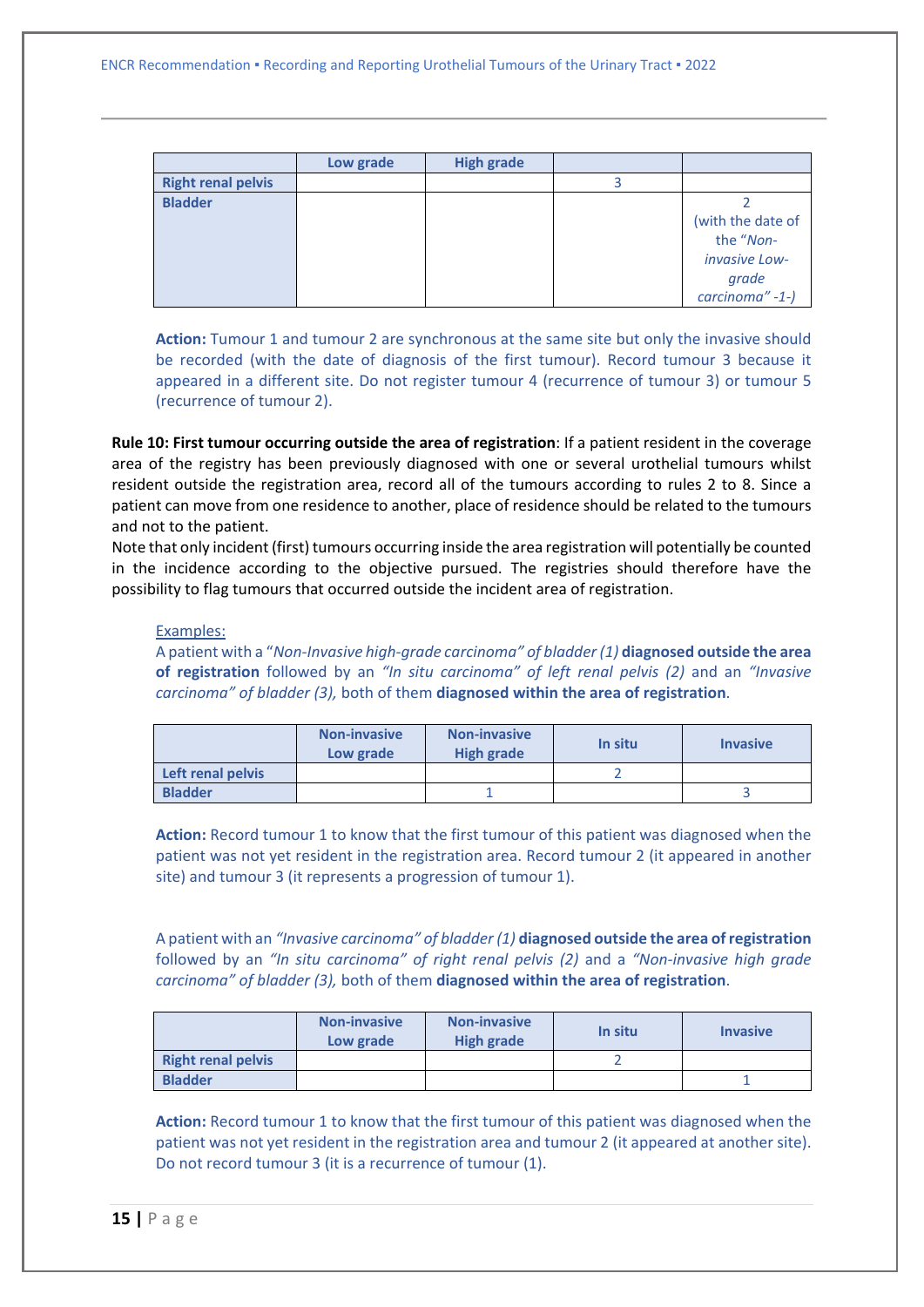| | Low grade | High grade | | |
|---|---|---|---|---|
| **Right renal pelvis** | | | 3 | |
| **Bladder** | | | | 2 (with the date of the "*Non-invasive Low-grade carcinoma*" -1-) |

**Action:** Tumour 1 and tumour 2 are synchronous at the same site but only the invasive should be recorded (with the date of diagnosis of the first tumour). Record tumour 3 because it appeared in a different site. Do not register tumour 4 (recurrence of tumour 3) or tumour 5 (recurrence of tumour 2).

**Rule 10: First tumour occurring outside the area of registration**: If a patient resident in the coverage area of the registry has been previously diagnosed with one or several urothelial tumours whilst resident outside the registration area, record all of the tumours according to rules 2 to 8. Since a patient can move from one residence to another, place of residence should be related to the tumours and not to the patient.

Note that only incident (first) tumours occurring inside the area registration will potentially be counted in the incidence according to the objective pursued. The registries should therefore have the possibility to flag tumours that occurred outside the incident area of registration.

Examples:

A patient with a "*Non-Invasive high-grade carcinoma" of bladder (1)* **diagnosed outside the area of registration** followed by an *"In situ carcinoma" of left renal pelvis (2)* and an *"Invasive carcinoma" of bladder (3),* both of them **diagnosed within the area of registration**.

| | Non-invasive Low grade | Non-invasive High grade | In situ | Invasive |
|---|---|---|---|---|
| **Left renal pelvis** | | | 2 | |
| **Bladder** | | 1 | | 3 |

**Action:** Record tumour 1 to know that the first tumour of this patient was diagnosed when the patient was not yet resident in the registration area. Record tumour 2 (it appeared in another site) and tumour 3 (it represents a progression of tumour 1).

A patient with an *"Invasive carcinoma" of bladder (1)* **diagnosed outside the area of registration** followed by an *"In situ carcinoma" of right renal pelvis (2)* and a *"Non-invasive high grade carcinoma" of bladder (3),* both of them **diagnosed within the area of registration**.

| | Non-invasive Low grade | Non-invasive High grade | In situ | Invasive |
|---|---|---|---|---|
| **Right renal pelvis** | | | 2 | |
| **Bladder** | | | | 1 |

**Action:** Record tumour 1 to know that the first tumour of this patient was diagnosed when the patient was not yet resident in the registration area and tumour 2 (it appeared at another site). Do not record tumour 3 (it is a recurrence of tumour (1).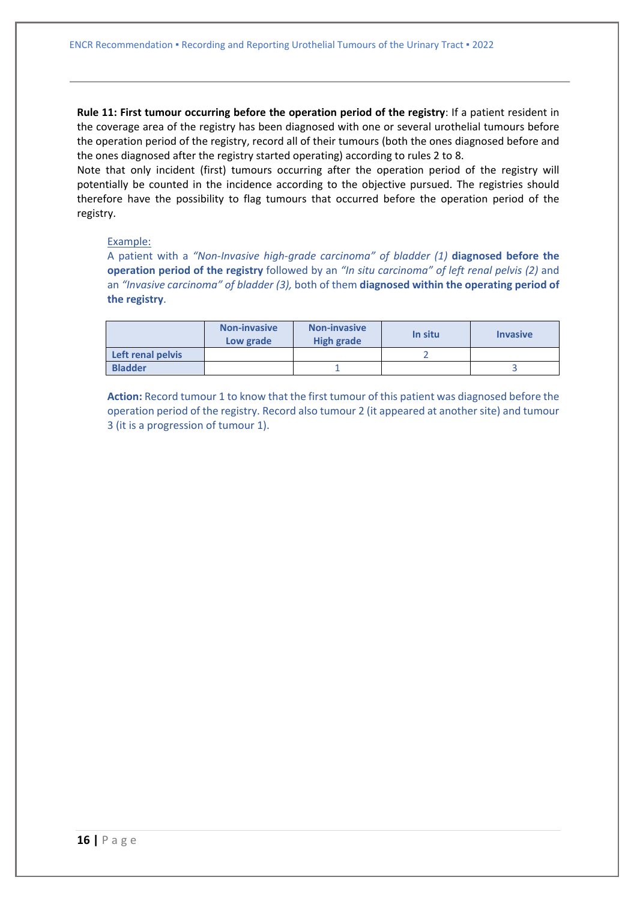**Rule 11: First tumour occurring before the operation period of the registry**: If a patient resident in the coverage area of the registry has been diagnosed with one or several urothelial tumours before the operation period of the registry, record all of their tumours (both the ones diagnosed before and the ones diagnosed after the registry started operating) according to rules 2 to 8.
Note that only incident (first) tumours occurring after the operation period of the registry will potentially be counted in the incidence according to the objective pursued. The registries should therefore have the possibility to flag tumours that occurred before the operation period of the registry.

Example:
A patient with a *"Non-Invasive high-grade carcinoma" of bladder (1)* **diagnosed before the operation period of the registry** followed by an *"In situ carcinoma" of left renal pelvis (2)* and an *"Invasive carcinoma" of bladder (3),* both of them **diagnosed within the operating period of the registry**.

| | Non-invasive Low grade | Non-invasive High grade | In situ | Invasive |
|---|---|---|---|---|
| Left renal pelvis | | | 2 | |
| Bladder | | 1 | | 3 |

**Action:** Record tumour 1 to know that the first tumour of this patient was diagnosed before the operation period of the registry. Record also tumour 2 (it appeared at another site) and tumour 3 (it is a progression of tumour 1).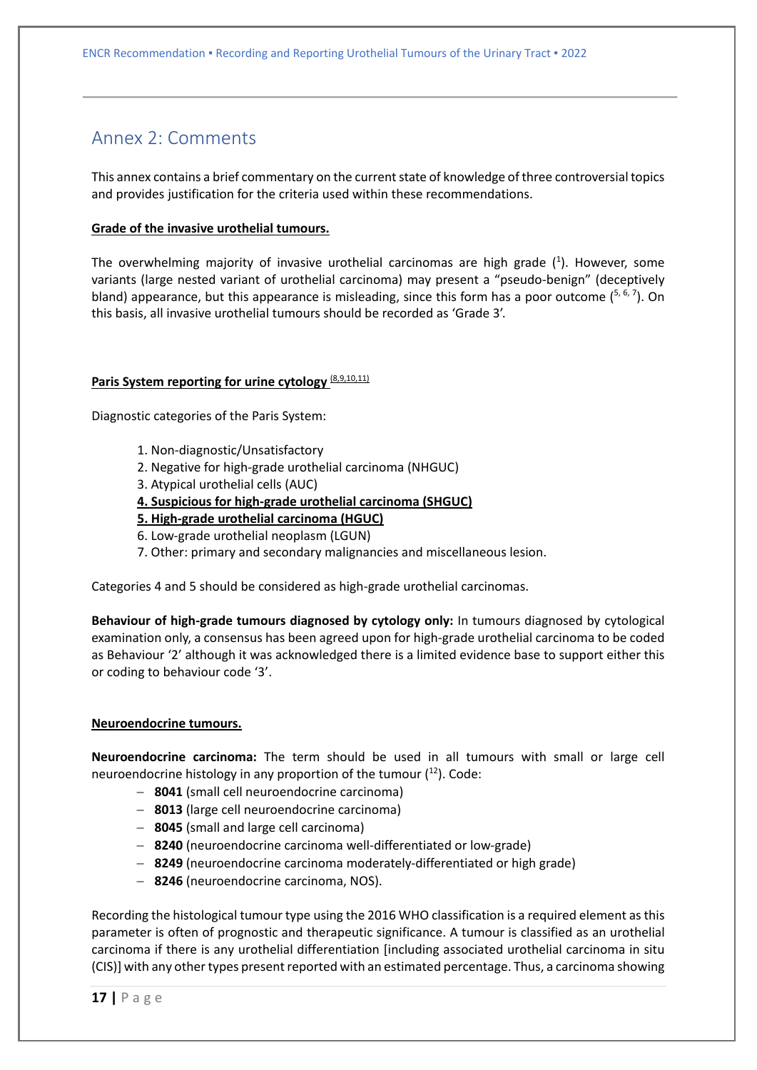## Annex 2: Comments

This annex contains a brief commentary on the current state of knowledge of three controversial topics and provides justification for the criteria used within these recommendations.

**Grade of the invasive urothelial tumours.**

The overwhelming majority of invasive urothelial carcinomas are high grade ([1]). However, some variants (large nested variant of urothelial carcinoma) may present a "pseudo-benign" (deceptively bland) appearance, but this appearance is misleading, since this form has a poor outcome ([5, 6, 7]). On this basis, all invasive urothelial tumours should be recorded as 'Grade 3'.

**Paris System reporting for urine cytology** [(8,9,10,11)]

Diagnostic categories of the Paris System:

1. Non-diagnostic/Unsatisfactory
2. Negative for high-grade urothelial carcinoma (NHGUC)
3. Atypical urothelial cells (AUC)
4. **Suspicious for high-grade urothelial carcinoma (SHGUC)**
5. **High-grade urothelial carcinoma (HGUC)**
6. Low-grade urothelial neoplasm (LGUN)
7. Other: primary and secondary malignancies and miscellaneous lesion.

Categories 4 and 5 should be considered as high-grade urothelial carcinomas.

**Behaviour of high-grade tumours diagnosed by cytology only:** In tumours diagnosed by cytological examination only, a consensus has been agreed upon for high-grade urothelial carcinoma to be coded as Behaviour '2' although it was acknowledged there is a limited evidence base to support either this or coding to behaviour code '3'.

**Neuroendocrine tumours.**

**Neuroendocrine carcinoma:** The term should be used in all tumours with small or large cell neuroendocrine histology in any proportion of the tumour ([12]). Code:

- **8041** (small cell neuroendocrine carcinoma)
- **8013** (large cell neuroendocrine carcinoma)
- **8045** (small and large cell carcinoma)
- **8240** (neuroendocrine carcinoma well-differentiated or low-grade)
- **8249** (neuroendocrine carcinoma moderately-differentiated or high grade)
- **8246** (neuroendocrine carcinoma, NOS).

Recording the histological tumour type using the 2016 WHO classification is a required element as this parameter is often of prognostic and therapeutic significance. A tumour is classified as an urothelial carcinoma if there is any urothelial differentiation [including associated urothelial carcinoma in situ (CIS)] with any other types present reported with an estimated percentage. Thus, a carcinoma showing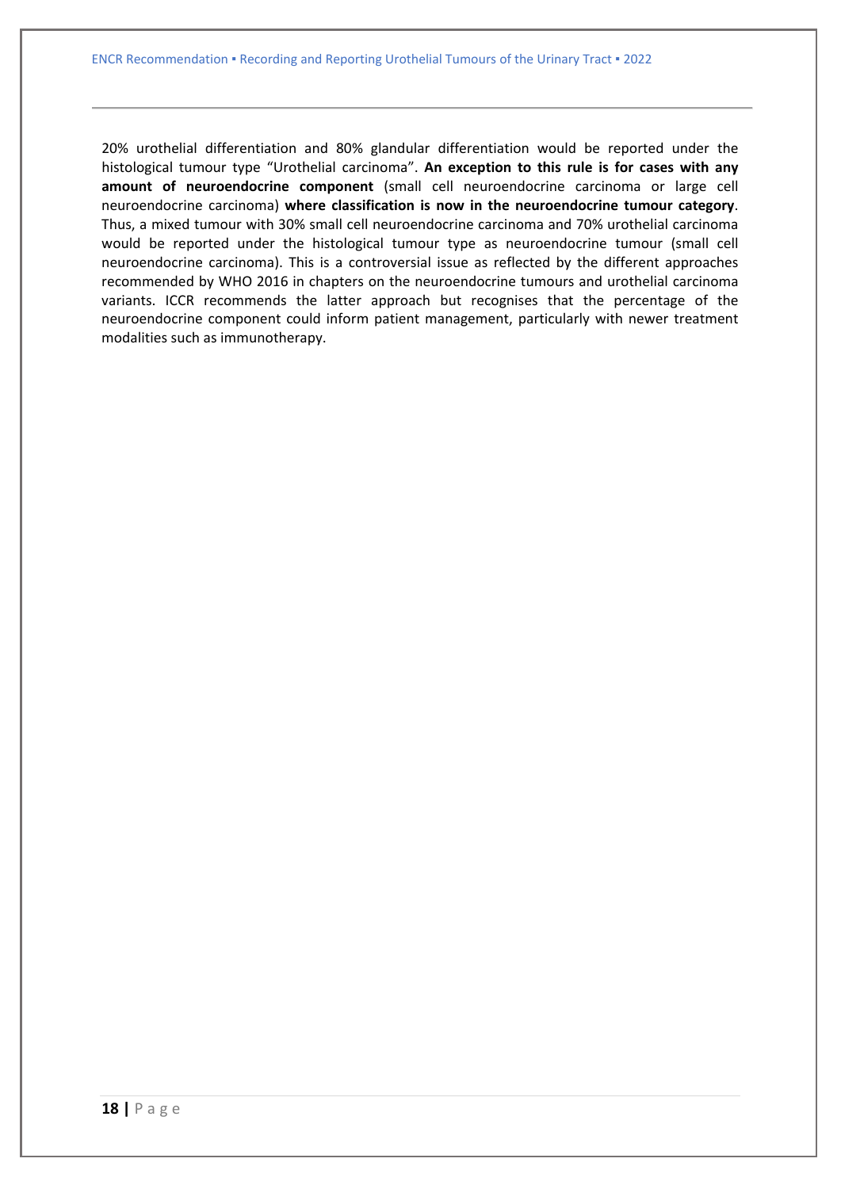20% urothelial differentiation and 80% glandular differentiation would be reported under the histological tumour type "Urothelial carcinoma". **An exception to this rule is for cases with any amount of neuroendocrine component** (small cell neuroendocrine carcinoma or large cell neuroendocrine carcinoma) **where classification is now in the neuroendocrine tumour category**. Thus, a mixed tumour with 30% small cell neuroendocrine carcinoma and 70% urothelial carcinoma would be reported under the histological tumour type as neuroendocrine tumour (small cell neuroendocrine carcinoma). This is a controversial issue as reflected by the different approaches recommended by WHO 2016 in chapters on the neuroendocrine tumours and urothelial carcinoma variants. ICCR recommends the latter approach but recognises that the percentage of the neuroendocrine component could inform patient management, particularly with newer treatment modalities such as immunotherapy.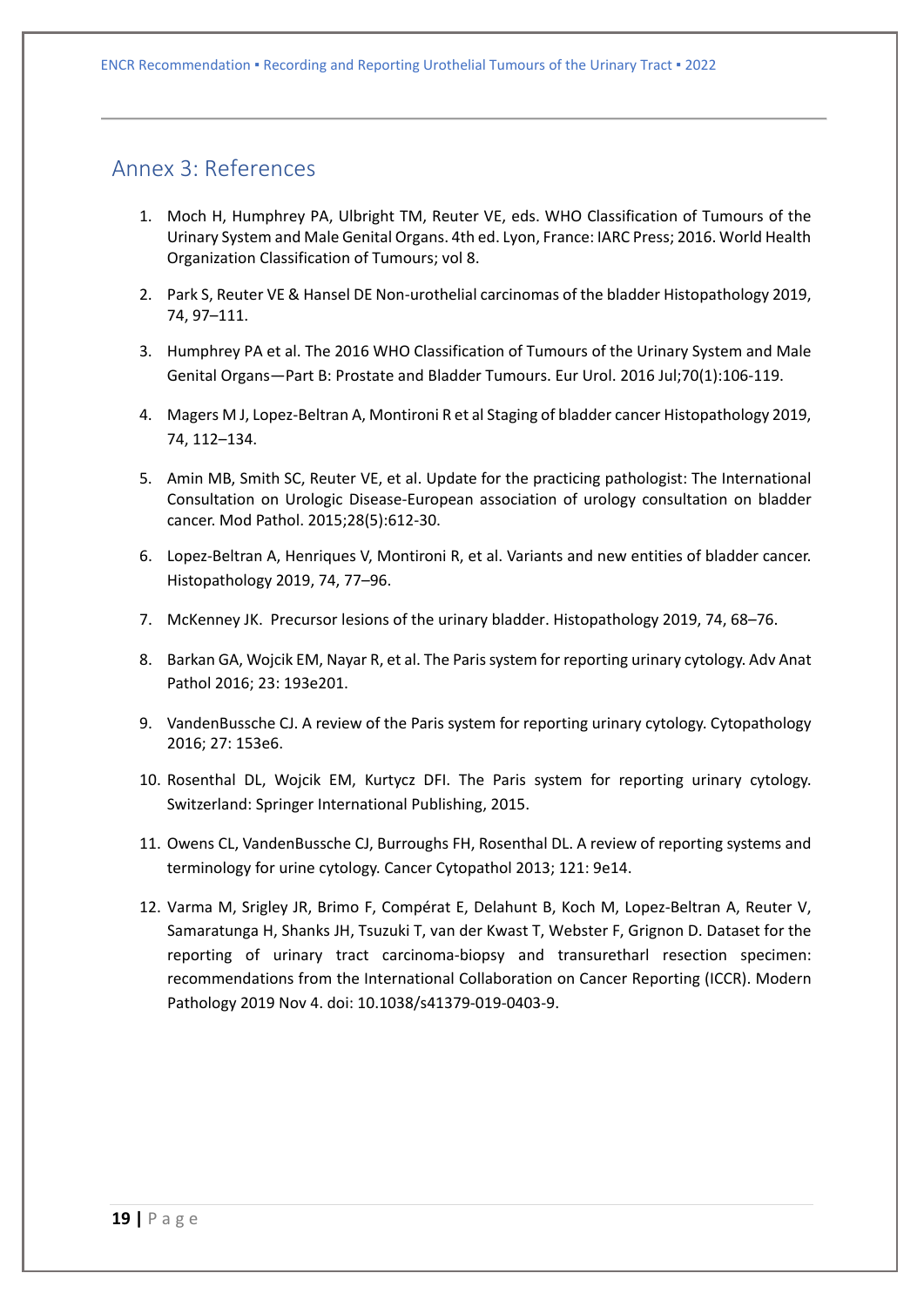## Annex 3: References

1. Moch H, Humphrey PA, Ulbright TM, Reuter VE, eds. WHO Classification of Tumours of the Urinary System and Male Genital Organs. 4th ed. Lyon, France: IARC Press; 2016. World Health Organization Classification of Tumours; vol 8.
2. Park S, Reuter VE & Hansel DE Non-urothelial carcinomas of the bladder Histopathology 2019, 74, 97–111.
3. Humphrey PA et al. The 2016 WHO Classification of Tumours of the Urinary System and Male Genital Organs—Part B: Prostate and Bladder Tumours. Eur Urol. 2016 Jul;70(1):106-119.
4. Magers M J, Lopez-Beltran A, Montironi R et al Staging of bladder cancer Histopathology 2019, 74, 112–134.
5. Amin MB, Smith SC, Reuter VE, et al. Update for the practicing pathologist: The International Consultation on Urologic Disease-European association of urology consultation on bladder cancer. Mod Pathol. 2015;28(5):612-30.
6. Lopez-Beltran A, Henriques V, Montironi R, et al. Variants and new entities of bladder cancer. Histopathology 2019, 74, 77–96.
7. McKenney JK. Precursor lesions of the urinary bladder. Histopathology 2019, 74, 68–76.
8. Barkan GA, Wojcik EM, Nayar R, et al. The Paris system for reporting urinary cytology. Adv Anat Pathol 2016; 23: 193e201.
9. VandenBussche CJ. A review of the Paris system for reporting urinary cytology. Cytopathology 2016; 27: 153e6.
10. Rosenthal DL, Wojcik EM, Kurtycz DFI. The Paris system for reporting urinary cytology. Switzerland: Springer International Publishing, 2015.
11. Owens CL, VandenBussche CJ, Burroughs FH, Rosenthal DL. A review of reporting systems and terminology for urine cytology. Cancer Cytopathol 2013; 121: 9e14.
12. Varma M, Srigley JR, Brimo F, Compérat E, Delahunt B, Koch M, Lopez-Beltran A, Reuter V, Samaratunga H, Shanks JH, Tsuzuki T, van der Kwast T, Webster F, Grignon D. Dataset for the reporting of urinary tract carcinoma-biopsy and transurethral resection specimen: recommendations from the International Collaboration on Cancer Reporting (ICCR). Modern Pathology 2019 Nov 4. doi: 10.1038/s41379-019-0403-9.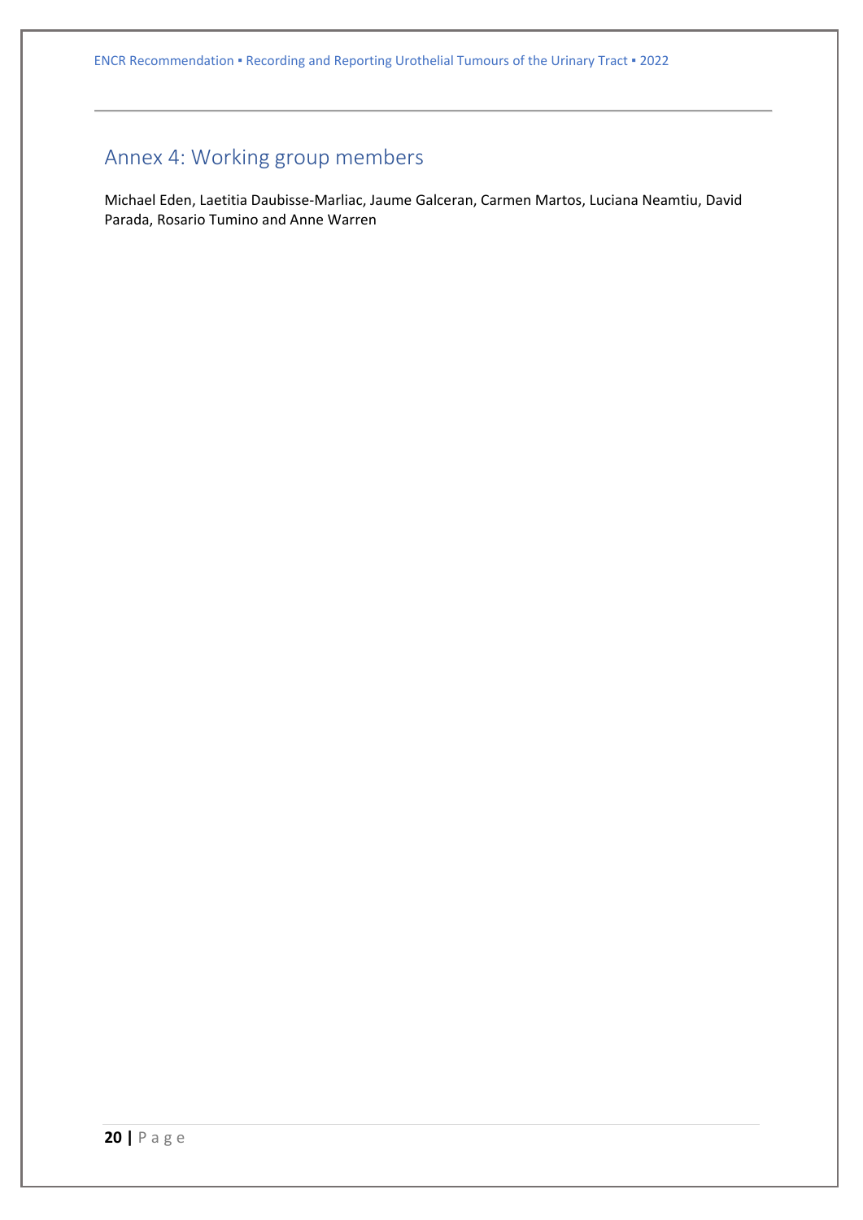## Annex 4: Working group members

Michael Eden, Laetitia Daubisse-Marliac, Jaume Galceran, Carmen Martos, Luciana Neamtiu, David Parada, Rosario Tumino and Anne Warren